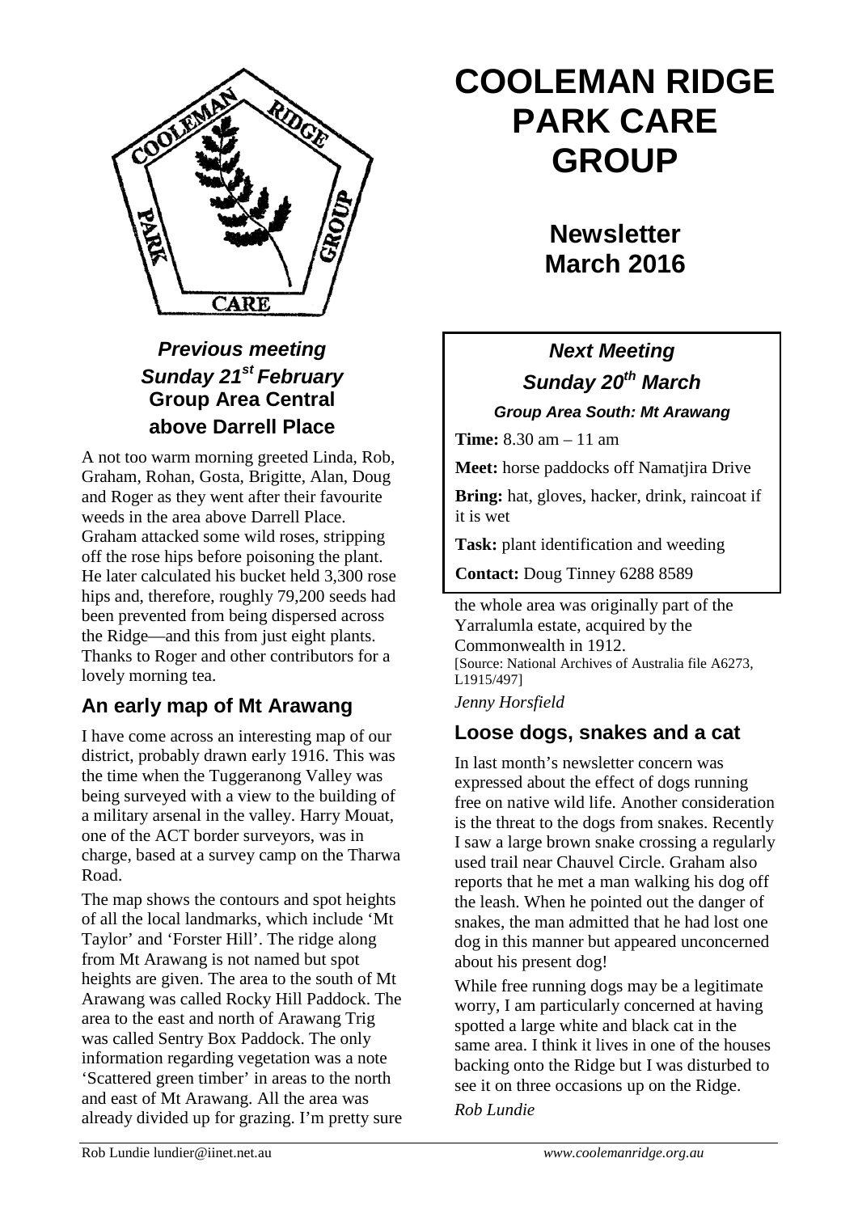# COOLEMAN RIDGE PARK CARE GROUP

## Newsletter March 2016

### *Previous meeting Sunday 21st February* Group Area Central above Darrell Place

A not too warm morning greeted Linda, Rob, Graham, Rohan, Gosta, Brigitte, Alan, Doug and Roger as they went after their favourite weeds in the area above Darrell Place. Graham attacked some wild roses, stripping off the rose hips before poisoning the plant. He later calculated his bucket held 3,300 rose hips and, therefore, roughly 79,200 seeds had been prevented from being dispersed across the Ridge—and this from just eight plants. Thanks to Roger and other contributors for a lovely morning tea.

### *Next Meeting Sunday 20th March*

***Group Area South: Mt Arawang***

**Time:** 8.30 am – 11 am

**Meet:** horse paddocks off Namatjira Drive

**Bring:** hat, gloves, hacker, drink, raincoat if it is wet

**Task:** plant identification and weeding

**Contact:** Doug Tinney 6288 8589

## An early map of Mt Arawang

I have come across an interesting map of our district, probably drawn early 1916. This was the time when the Tuggeranong Valley was being surveyed with a view to the building of a military arsenal in the valley. Harry Mouat, one of the ACT border surveyors, was in charge, based at a survey camp on the Tharwa Road.

The map shows the contours and spot heights of all the local landmarks, which include 'Mt Taylor' and 'Forster Hill'. The ridge along from Mt Arawang is not named but spot heights are given. The area to the south of Mt Arawang was called Rocky Hill Paddock. The area to the east and north of Arawang Trig was called Sentry Box Paddock. The only information regarding vegetation was a note 'Scattered green timber' in areas to the north and east of Mt Arawang. All the area was already divided up for grazing. I'm pretty sure the whole area was originally part of the Yarralumla estate, acquired by the Commonwealth in 1912.

[Source: National Archives of Australia file A6273, L1915/497]

*Jenny Horsfield*

## Loose dogs, snakes and a cat

In last month's newsletter concern was expressed about the effect of dogs running free on native wild life. Another consideration is the threat to the dogs from snakes. Recently I saw a large brown snake crossing a regularly used trail near Chauvel Circle. Graham also reports that he met a man walking his dog off the leash. When he pointed out the danger of snakes, the man admitted that he had lost one dog in this manner but appeared unconcerned about his present dog!

While free running dogs may be a legitimate worry, I am particularly concerned at having spotted a large white and black cat in the same area. I think it lives in one of the houses backing onto the Ridge but I was disturbed to see it on three occasions up on the Ridge.

*Rob Lundie*

Rob Lundie lundier@iinet.net.au www.coolemanridge.org.au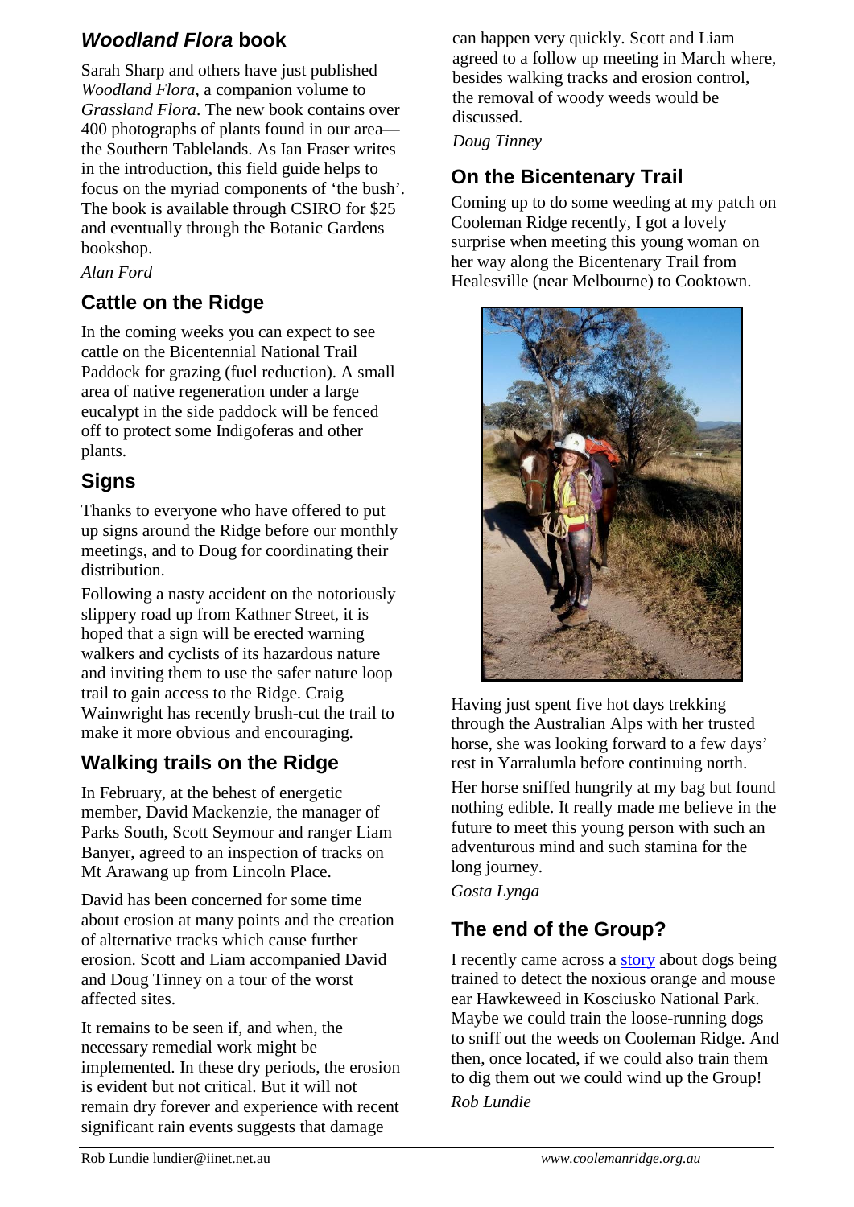## *Woodland Flora* book

Sarah Sharp and others have just published *Woodland Flora*, a companion volume to *Grassland Flora*. The new book contains over 400 photographs of plants found in our area—the Southern Tablelands. As Ian Fraser writes in the introduction, this field guide helps to focus on the myriad components of 'the bush'. The book is available through CSIRO for $25 and eventually through the Botanic Gardens bookshop.

*Alan Ford*

## Cattle on the Ridge

In the coming weeks you can expect to see cattle on the Bicentennial National Trail Paddock for grazing (fuel reduction). A small area of native regeneration under a large eucalypt in the side paddock will be fenced off to protect some Indigoferas and other plants.

## Signs

Thanks to everyone who have offered to put up signs around the Ridge before our monthly meetings, and to Doug for coordinating their distribution.

Following a nasty accident on the notoriously slippery road up from Kathner Street, it is hoped that a sign will be erected warning walkers and cyclists of its hazardous nature and inviting them to use the safer nature loop trail to gain access to the Ridge. Craig Wainwright has recently brush-cut the trail to make it more obvious and encouraging.

## Walking trails on the Ridge

In February, at the behest of energetic member, David Mackenzie, the manager of Parks South, Scott Seymour and ranger Liam Banyer, agreed to an inspection of tracks on Mt Arawang up from Lincoln Place.

David has been concerned for some time about erosion at many points and the creation of alternative tracks which cause further erosion. Scott and Liam accompanied David and Doug Tinney on a tour of the worst affected sites.

It remains to be seen if, and when, the necessary remedial work might be implemented. In these dry periods, the erosion is evident but not critical. But it will not remain dry forever and experience with recent significant rain events suggests that damage can happen very quickly. Scott and Liam agreed to a follow up meeting in March where, besides walking tracks and erosion control, the removal of woody weeds would be discussed.

*Doug Tinney*

## On the Bicentenary Trail

Coming up to do some weeding at my patch on Cooleman Ridge recently, I got a lovely surprise when meeting this young woman on her way along the Bicentenary Trail from Healesville (near Melbourne) to Cooktown.

Having just spent five hot days trekking through the Australian Alps with her trusted horse, she was looking forward to a few days' rest in Yarralumla before continuing north.

Her horse sniffed hungrily at my bag but found nothing edible. It really made me believe in the future to meet this young person with such an adventurous mind and such stamina for the long journey.

*Gosta Lynga*

## The end of the Group?

I recently came across a story about dogs being trained to detect the noxious orange and mouse ear Hawkeweed in Kosciusko National Park. Maybe we could train the loose-running dogs to sniff out the weeds on Cooleman Ridge. And then, once located, if we could also train them to dig them out we could wind up the Group!

*Rob Lundie*

Rob Lundie lundier@iinet.net.au *www.coolemanridge.org.au*